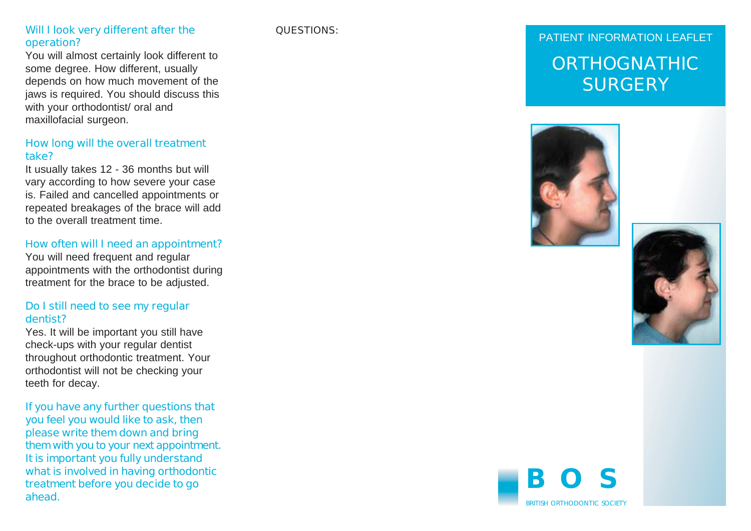## Will I look very different after the operation?

You will almost certainly look different to some degree. How different, usually depends on how much movement of the jaws is required. You should discuss this with your orthodontist/ oral and maxillofacial surgeon.

## How long will the overall treatment take?

It usually takes 12 - 36 months but will vary according to how severe your case is. Failed and cancelled appointments or repeated breakages of the brace will add to the overall treatment time.

## How often will I need an appointment?

You will need frequent and regular appointments with the orthodontist during treatment for the brace to be adjusted.

## Do I still need to see my regular dentist?

Yes. It will be important you still have check-ups with your regular dentist throughout orthodontic treatment. Your orthodontist will not be checking your teeth for decay.

If you have any further questions that you feel you would like to ask, then please write them down and bring them with you to your next appointment. It is important you fully understand what is involved in having orthodontic treatment before you decide to go ahead.

QUESTIONS:

PATIENT INFORMATION LEAFLET

# ORTHOGNATHIC SURGERY

**B O S**

BRITISH ORTHODONTIC SOCIETY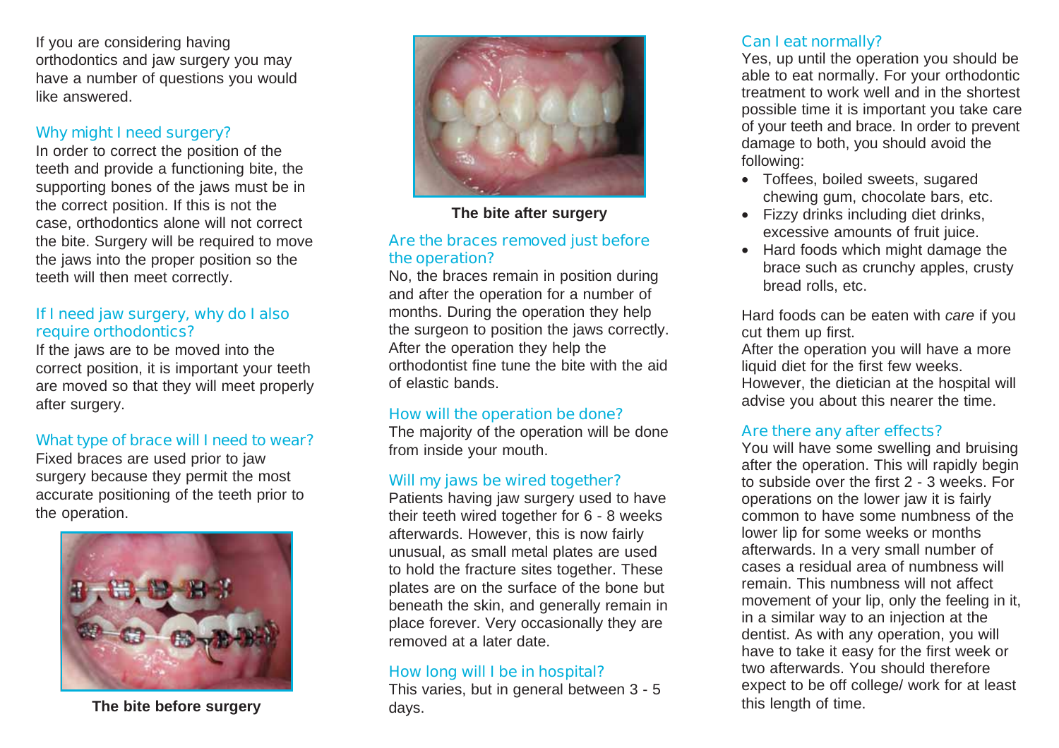If you are considering having orthodontics and jaw surgery you may have a number of questions you would like answered.

## Why might I need surgery?

In order to correct the position of the teeth and provide a functioning bite, the supporting bones of the jaws must be in the correct position. If this is not the case, orthodontics alone will not correct the bite. Surgery will be required to move the jaws into the proper position so the teeth will then meet correctly.

## If I need jaw surgery, why do I also require orthodontics?

If the jaws are to be moved into the correct position, it is important your teeth are moved so that they will meet properly after surgery.

## What type of brace will I need to wear?

Fixed braces are used prior to jaw surgery because they permit the most accurate positioning of the teeth prior to the operation.

**The bite before surgery**

**The bite after surgery**

## Are the braces removed just before the operation?

No, the braces remain in position during and after the operation for a number of months. During the operation they help the surgeon to position the jaws correctly. After the operation they help the orthodontist fine tune the bite with the aid of elastic bands.

## How will the operation be done?

The majority of the operation will be done from inside your mouth.

## Will my jaws be wired together?

Patients having jaw surgery used to have their teeth wired together for 6 - 8 weeks afterwards. However, this is now fairly unusual, as small metal plates are used to hold the fracture sites together. These plates are on the surface of the bone but beneath the skin, and generally remain in place forever. Very occasionally they are removed at a later date.

## How long will I be in hospital?

This varies, but in general between 3 - 5 days.

## Can I eat normally?

Yes, up until the operation you should be able to eat normally. For your orthodontic treatment to work well and in the shortest possible time it is important you take care of your teeth and brace. In order to prevent damage to both, you should avoid the following:

- Toffees, boiled sweets, sugared chewing gum, chocolate bars, etc.
- Fizzy drinks including diet drinks, excessive amounts of fruit juice.
- Hard foods which might damage the brace such as crunchy apples, crusty bread rolls, etc.

Hard foods can be eaten with *care* if you cut them up first.

After the operation you will have a more liquid diet for the first few weeks. However, the dietician at the hospital will advise you about this nearer the time.

## Are there any after effects?

You will have some swelling and bruising after the operation. This will rapidly begin to subside over the first 2 - 3 weeks. For operations on the lower jaw it is fairly common to have some numbness of the lower lip for some weeks or months afterwards. In a very small number of cases a residual area of numbness will remain. This numbness will not affect movement of your lip, only the feeling in it, in a similar way to an injection at the dentist. As with any operation, you will have to take it easy for the first week or two afterwards. You should therefore expect to be off college/ work for at least this length of time.